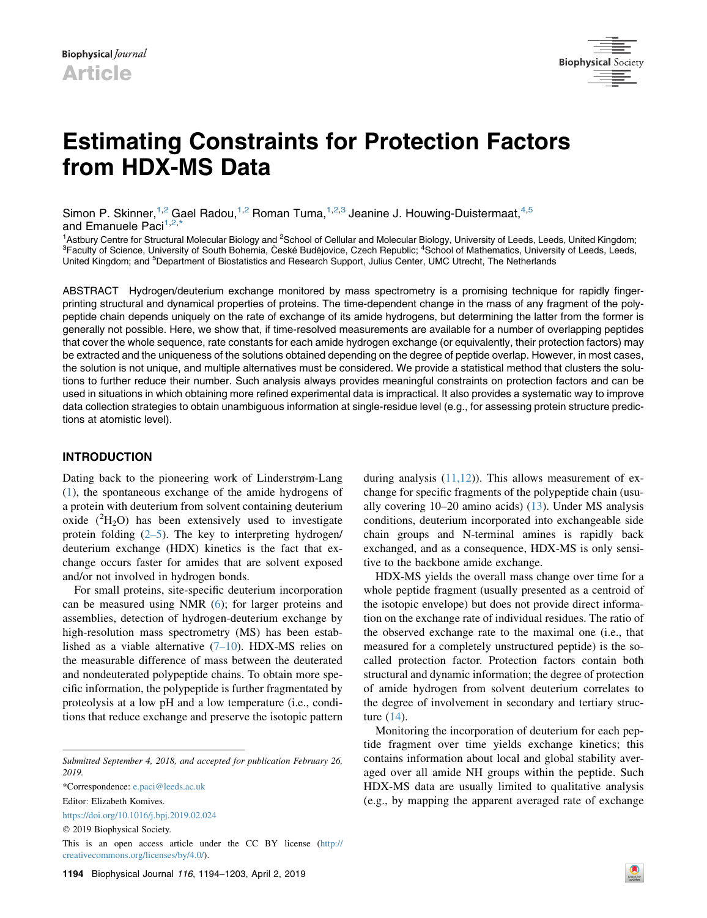Biophysical Journal

Article

# Estimating Constraints for Protection Factors from HDX-MS Data

Simon P. Skinner,[1,2] Gael Radou,[1,2] Roman Tuma,[1,2,3] Jeanine J. Houwing-Duistermaat,[4,5] and Emanuele Paci[1,2,*]

[1]Astbury Centre for Structural Molecular Biology and [2]School of Cellular and Molecular Biology, University of Leeds, Leeds, United Kingdom; [3]Faculty of Science, University of South Bohemia, České Budějovice, Czech Republic; [4]School of Mathematics, University of Leeds, Leeds, United Kingdom; and [5]Department of Biostatistics and Research Support, Julius Center, UMC Utrecht, The Netherlands

ABSTRACT Hydrogen/deuterium exchange monitored by mass spectrometry is a promising technique for rapidly fingerprinting structural and dynamical properties of proteins. The time-dependent change in the mass of any fragment of the polypeptide chain depends uniquely on the rate of exchange of its amide hydrogens, but determining the latter from the former is generally not possible. Here, we show that, if time-resolved measurements are available for a number of overlapping peptides that cover the whole sequence, rate constants for each amide hydrogen exchange (or equivalently, their protection factors) may be extracted and the uniqueness of the solutions obtained depending on the degree of peptide overlap. However, in most cases, the solution is not unique, and multiple alternatives must be considered. We provide a statistical method that clusters the solutions to further reduce their number. Such analysis always provides meaningful constraints on protection factors and can be used in situations in which obtaining more refined experimental data is impractical. It also provides a systematic way to improve data collection strategies to obtain unambiguous information at single-residue level (e.g., for assessing protein structure predictions at atomistic level).

## INTRODUCTION

Dating back to the pioneering work of Linderstrøm-Lang (1), the spontaneous exchange of the amide hydrogens of a protein with deuterium from solvent containing deuterium oxide ($^2H_2O$) has been extensively used to investigate protein folding (2–5). The key to interpreting hydrogen/deuterium exchange (HDX) kinetics is the fact that exchange occurs faster for amides that are solvent exposed and/or not involved in hydrogen bonds.

For small proteins, site-specific deuterium incorporation can be measured using NMR (6); for larger proteins and assemblies, detection of hydrogen-deuterium exchange by high-resolution mass spectrometry (MS) has been established as a viable alternative (7–10). HDX-MS relies on the measurable difference of mass between the deuterated and nondeuterated polypeptide chains. To obtain more specific information, the polypeptide is further fragmented by proteolysis at a low pH and a low temperature (i.e., conditions that reduce exchange and preserve the isotopic pattern during analysis (11,12)). This allows measurement of exchange for specific fragments of the polypeptide chain (usually covering 10–20 amino acids) (13). Under MS analysis conditions, deuterium incorporated into exchangeable side chain groups and N-terminal amines is rapidly back exchanged, and as a consequence, HDX-MS is only sensitive to the backbone amide exchange.

HDX-MS yields the overall mass change over time for a whole peptide fragment (usually presented as a centroid of the isotopic envelope) but does not provide direct information on the exchange rate of individual residues. The ratio of the observed exchange rate to the maximal one (i.e., that measured for a completely unstructured peptide) is the so-called protection factor. Protection factors contain both structural and dynamic information; the degree of protection of amide hydrogen from solvent deuterium correlates to the degree of involvement in secondary and tertiary structure (14).

Monitoring the incorporation of deuterium for each peptide fragment over time yields exchange kinetics; this contains information about local and global stability averaged over all amide NH groups within the peptide. Such HDX-MS data are usually limited to qualitative analysis (e.g., by mapping the apparent averaged rate of exchange

*Submitted September 4, 2018, and accepted for publication February 26, 2019.*

*Correspondence: e.paci@leeds.ac.uk

Editor: Elizabeth Komives.

https://doi.org/10.1016/j.bpj.2019.02.024

© 2019 Biophysical Society.

This is an open access article under the CC BY license (http://creativecommons.org/licenses/by/4.0/).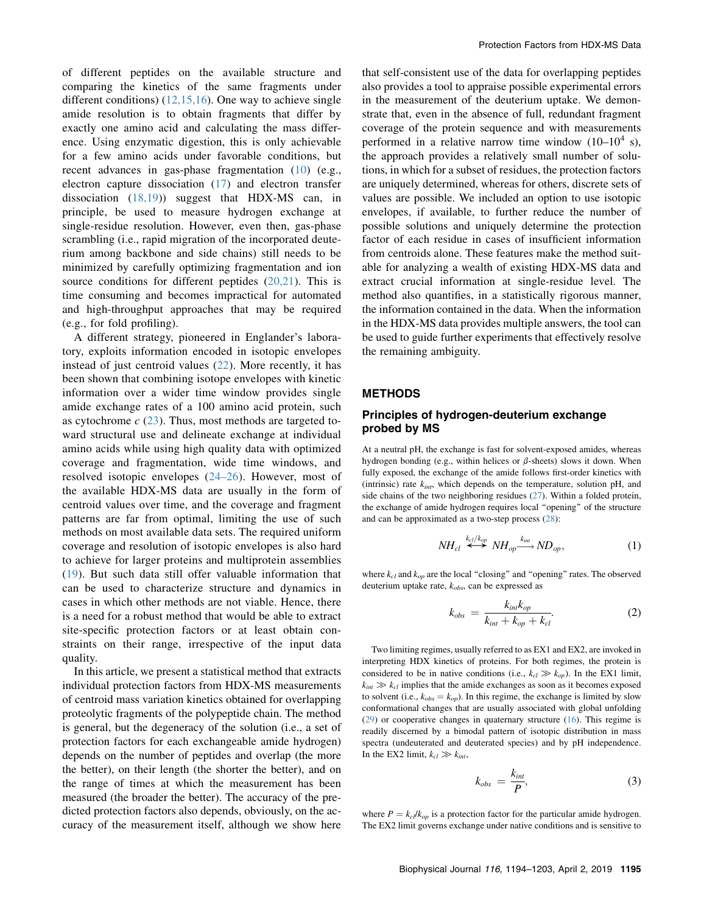of different peptides on the available structure and comparing the kinetics of the same fragments under different conditions) (12,15,16). One way to achieve single amide resolution is to obtain fragments that differ by exactly one amino acid and calculating the mass difference. Using enzymatic digestion, this is only achievable for a few amino acids under favorable conditions, but recent advances in gas-phase fragmentation (10) (e.g., electron capture dissociation (17) and electron transfer dissociation (18,19)) suggest that HDX-MS can, in principle, be used to measure hydrogen exchange at single-residue resolution. However, even then, gas-phase scrambling (i.e., rapid migration of the incorporated deuterium among backbone and side chains) still needs to be minimized by carefully optimizing fragmentation and ion source conditions for different peptides (20,21). This is time consuming and becomes impractical for automated and high-throughput approaches that may be required (e.g., for fold profiling).

A different strategy, pioneered in Englander's laboratory, exploits information encoded in isotopic envelopes instead of just centroid values (22). More recently, it has been shown that combining isotope envelopes with kinetic information over a wider time window provides single amide exchange rates of a 100 amino acid protein, such as cytochrome $c$ (23). Thus, most methods are targeted toward structural use and delineate exchange at individual amino acids while using high quality data with optimized coverage and fragmentation, wide time windows, and resolved isotopic envelopes (24–26). However, most of the available HDX-MS data are usually in the form of centroid values over time, and the coverage and fragment patterns are far from optimal, limiting the use of such methods on most available data sets. The required uniform coverage and resolution of isotopic envelopes is also hard to achieve for larger proteins and multiprotein assemblies (19). But such data still offer valuable information that can be used to characterize structure and dynamics in cases in which other methods are not viable. Hence, there is a need for a robust method that would be able to extract site-specific protection factors or at least obtain constraints on their range, irrespective of the input data quality.

In this article, we present a statistical method that extracts individual protection factors from HDX-MS measurements of centroid mass variation kinetics obtained for overlapping proteolytic fragments of the polypeptide chain. The method is general, but the degeneracy of the solution (i.e., a set of protection factors for each exchangeable amide hydrogen) depends on the number of peptides and overlap (the more the better), on their length (the shorter the better), and on the range of times at which the measurement has been measured (the broader the better). The accuracy of the predicted protection factors also depends, obviously, on the accuracy of the measurement itself, although we show here that self-consistent use of the data for overlapping peptides also provides a tool to appraise possible experimental errors in the measurement of the deuterium uptake. We demonstrate that, even in the absence of full, redundant fragment coverage of the protein sequence and with measurements performed in a relative narrow time window ($10$–$10^4$ s), the approach provides a relatively small number of solutions, in which for a subset of residues, the protection factors are uniquely determined, whereas for others, discrete sets of values are possible. We included an option to use isotopic envelopes, if available, to further reduce the number of possible solutions and uniquely determine the protection factor of each residue in cases of insufficient information from centroids alone. These features make the method suitable for analyzing a wealth of existing HDX-MS data and extract crucial information at single-residue level. The method also quantifies, in a statistically rigorous manner, the information contained in the data. When the information in the HDX-MS data provides multiple answers, the tool can be used to guide further experiments that effectively resolve the remaining ambiguity.

## METHODS

### Principles of hydrogen-deuterium exchange probed by MS

At a neutral pH, the exchange is fast for solvent-exposed amides, whereas hydrogen bonding (e.g., within helices or $\beta$-sheets) slows it down. When fully exposed, the exchange of the amide follows first-order kinetics with (intrinsic) rate $k_{int}$, which depends on the temperature, solution pH, and side chains of the two neighboring residues (27). Within a folded protein, the exchange of amide hydrogen requires local "opening" of the structure and can be approximated as a two-step process (28):

$$NH_{cl} \overset{k_{cl}/k_{op}}{\longleftrightarrow} NH_{op} \overset{k_{int}}{\longrightarrow} ND_{op}, \tag{1}$$

where $k_{cl}$ and $k_{op}$ are the local "closing" and "opening" rates. The observed deuterium uptake rate, $k_{obs}$, can be expressed as

$$k_{obs} = \frac{k_{int} k_{op}}{k_{int} + k_{op} + k_{cl}}. \tag{2}$$

Two limiting regimes, usually referred to as EX1 and EX2, are invoked in interpreting HDX kinetics of proteins. For both regimes, the protein is considered to be in native conditions (i.e., $k_{cl} \gg k_{op}$). In the EX1 limit, $k_{int} \gg k_{cl}$ implies that the amide exchanges as soon as it becomes exposed to solvent (i.e., $k_{obs} = k_{op}$). In this regime, the exchange is limited by slow conformational changes that are usually associated with global unfolding (29) or cooperative changes in quaternary structure (16). This regime is readily discerned by a bimodal pattern of isotopic distribution in mass spectra (undeuterated and deuterated species) and by pH independence. In the EX2 limit, $k_{cl} \gg k_{int}$,

$$k_{obs} = \frac{k_{int}}{P}, \tag{3}$$

where $P = k_{cl}/k_{op}$ is a protection factor for the particular amide hydrogen. The EX2 limit governs exchange under native conditions and is sensitive to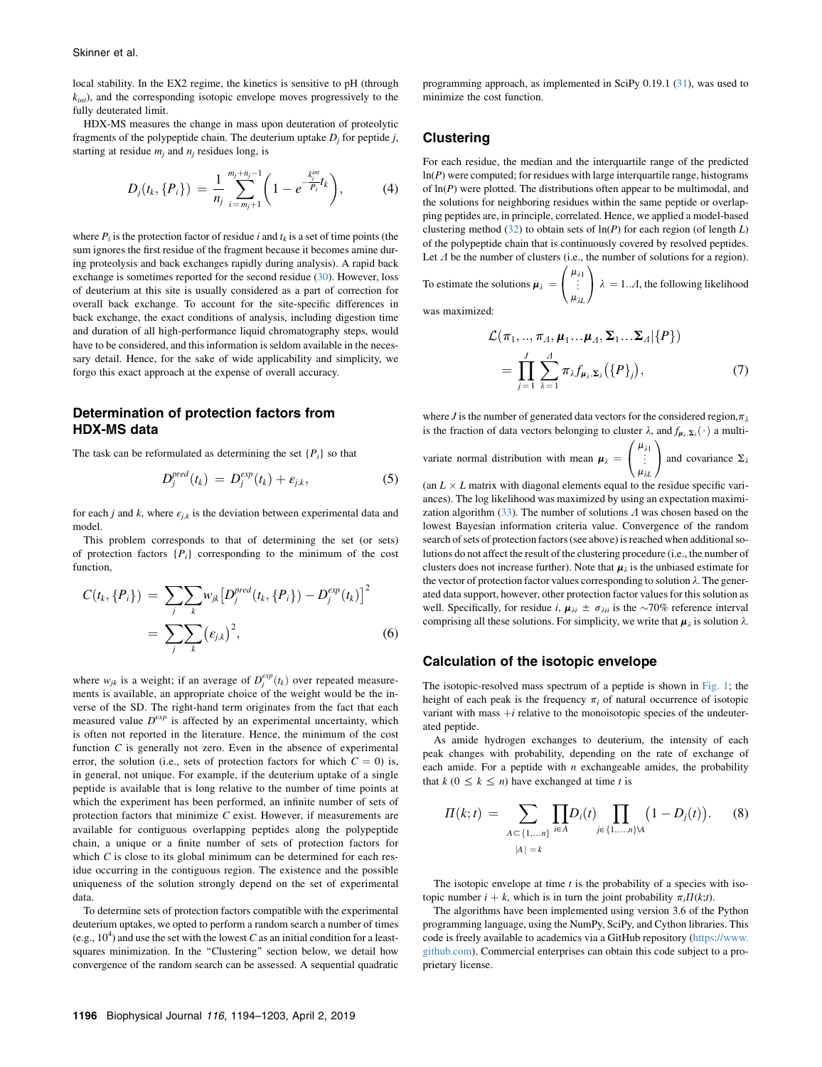local stability. In the EX2 regime, the kinetics is sensitive to pH (through $k_{int}$), and the corresponding isotopic envelope moves progressively to the fully deuterated limit.

HDX-MS measures the change in mass upon deuteration of proteolytic fragments of the polypeptide chain. The deuterium uptake $D_j$ for peptide $j$, starting at residue $m_j$ and $n_j$ residues long, is

$$D_j(t_k, \{P_i\}) = \frac{1}{n_j} \sum_{i=m_j+1}^{m_j+n_j-1} \left(1 - e^{-\frac{k_i^{int}}{P_i} t_k}\right), \tag{4}$$

where $P_i$ is the protection factor of residue $i$ and $t_k$ is a set of time points (the sum ignores the first residue of the fragment because it becomes amine during proteolysis and back exchanges rapidly during analysis). A rapid back exchange is sometimes reported for the second residue (30). However, loss of deuterium at this site is usually considered as a part of correction for overall back exchange. To account for the site-specific differences in back exchange, the exact conditions of analysis, including digestion time and duration of all high-performance liquid chromatography steps, would have to be considered, and this information is seldom available in the necessary detail. Hence, for the sake of wide applicability and simplicity, we forgo this exact approach at the expense of overall accuracy.

## Determination of protection factors from HDX-MS data

The task can be reformulated as determining the set $\{P_i\}$ so that

$$D_j^{pred}(t_k) = D_j^{exp}(t_k) + \varepsilon_{j,k}, \tag{5}$$

for each $j$ and $k$, where $\varepsilon_{j,k}$ is the deviation between experimental data and model.

This problem corresponds to that of determining the set (or sets) of protection factors $\{P_i\}$ corresponding to the minimum of the cost function,

$$\begin{aligned} C(t_k, \{P_i\}) &= \sum_j \sum_k w_{jk} \left[D_j^{pred}(t_k, \{P_i\}) - D_j^{exp}(t_k)\right]^2 \\ &= \sum_j \sum_k \left(\varepsilon_{j,k}\right)^2, \end{aligned} \tag{6}$$

where $w_{jk}$ is a weight; if an average of $D_j^{exp}(t_k)$ over repeated measurements is available, an appropriate choice of the weight would be the inverse of the SD. The right-hand term originates from the fact that each measured value $D^{exp}$ is affected by an experimental uncertainty, which is often not reported in the literature. Hence, the minimum of the cost function $C$ is generally not zero. Even in the absence of experimental error, the solution (i.e., sets of protection factors for which $C = 0$) is, in general, not unique. For example, if the deuterium uptake of a single peptide is available that is long relative to the number of time points at which the experiment has been performed, an infinite number of sets of protection factors that minimize $C$ exist. However, if measurements are available for contiguous overlapping peptides along the polypeptide chain, a unique or a finite number of sets of protection factors for which $C$ is close to its global minimum can be determined for each residue occurring in the contiguous region. The existence and the possible uniqueness of the solution strongly depend on the set of experimental data.

To determine sets of protection factors compatible with the experimental deuterium uptakes, we opted to perform a random search a number of times (e.g., $10^4$) and use the set with the lowest $C$ as an initial condition for a least-squares minimization. In the "Clustering" section below, we detail how convergence of the random search can be assessed. A sequential quadratic programming approach, as implemented in SciPy 0.19.1 (31), was used to minimize the cost function.

## Clustering

For each residue, the median and the interquartile range of the predicted $\ln(P)$ were computed; for residues with large interquartile range, histograms of $\ln(P)$ were plotted. The distributions often appear to be multimodal, and the solutions for neighboring residues within the same peptide or overlapping peptides are, in principle, correlated. Hence, we applied a model-based clustering method (32) to obtain sets of $\ln(P)$ for each region (of length $L$) of the polypeptide chain that is continuously covered by resolved peptides. Let $\Lambda$ be the number of clusters (i.e., the number of solutions for a region). To estimate the solutions $\boldsymbol{\mu}_\lambda = \begin{pmatrix} \mu_{\lambda 1} \\ \vdots \\ \mu_{\lambda L} \end{pmatrix}$ $\lambda = 1..\Lambda$, the following likelihood was maximized:

$$\begin{aligned} &\mathcal{L}(\pi_1, .., \pi_\Lambda, \boldsymbol{\mu}_1 ... \boldsymbol{\mu}_\Lambda, \boldsymbol{\Sigma}_1 ... \boldsymbol{\Sigma}_\Lambda | \{P\}) \\ &= \prod_{j=1}^{J} \sum_{\lambda=1}^{\Lambda} \pi_\lambda f_{\boldsymbol{\mu}_\lambda, \boldsymbol{\Sigma}_\lambda}\left(\{P\}_j\right), \end{aligned} \tag{7}$$

where $J$ is the number of generated data vectors for the considered region, $\pi_\lambda$ is the fraction of data vectors belonging to cluster $\lambda$, and $f_{\boldsymbol{\mu}_\lambda, \boldsymbol{\Sigma}_\lambda}(\cdot)$ a multivariate normal distribution with mean $\boldsymbol{\mu}_\lambda = \begin{pmatrix} \mu_{\lambda 1} \\ \vdots \\ \mu_{\lambda L} \end{pmatrix}$ and covariance $\Sigma_\lambda$ (an $L \times L$ matrix with diagonal elements equal to the residue specific variances). The log likelihood was maximized by using an expectation maximization algorithm (33). The number of solutions $\Lambda$ was chosen based on the lowest Bayesian information criteria value. Convergence of the random search of sets of protection factors (see above) is reached when additional solutions do not affect the result of the clustering procedure (i.e., the number of clusters does not increase further). Note that $\boldsymbol{\mu}_\lambda$ is the unbiased estimate for the vector of protection factor values corresponding to solution $\lambda$. The generated data support, however, other protection factor values for this solution as well. Specifically, for residue $i$, $\boldsymbol{\mu}_{\lambda i} \pm \sigma_{\lambda ii}$ is the ~70% reference interval comprising all these solutions. For simplicity, we write that $\boldsymbol{\mu}_\lambda$ is solution $\lambda$.

## Calculation of the isotopic envelope

The isotopic-resolved mass spectrum of a peptide is shown in Fig. 1; the height of each peak is the frequency $\pi_i$ of natural occurrence of isotopic variant with mass $+i$ relative to the monoisotopic species of the undeuterated peptide.

As amide hydrogen exchanges to deuterium, the intensity of each peak changes with probability, depending on the rate of exchange of each amide. For a peptide with $n$ exchangeable amides, the probability that $k$ ($0 \le k \le n$) have exchanged at time $t$ is

$$\Pi(k;t) = \sum_{\substack{A \subset \{1,...n\} \\ |A| = k}} \prod_{i \in A} D_i(t) \prod_{j \in \{1,...,n\} \setminus A} \left(1 - D_j(t)\right). \tag{8}$$

The isotopic envelope at time $t$ is the probability of a species with isotopic number $i + k$, which is in turn the joint probability $\pi_i \Pi(k;t)$.

The algorithms have been implemented using version 3.6 of the Python programming language, using the NumPy, SciPy, and Cython libraries. This code is freely available to academics via a GitHub repository (https://www.github.com). Commercial enterprises can obtain this code subject to a proprietary license.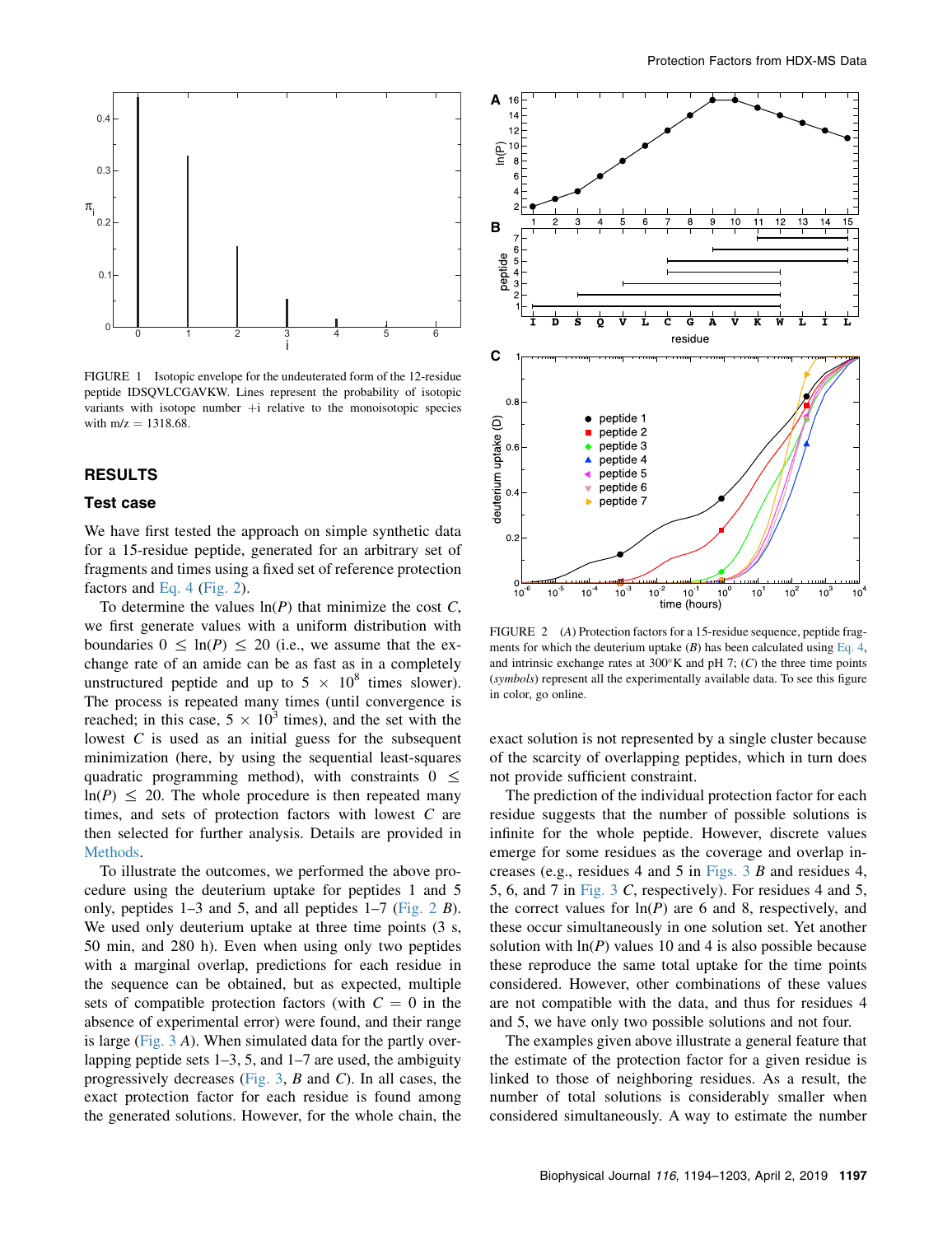FIGURE 1 Isotopic envelope for the undeuterated form of the 12-residue peptide IDSQVLCGAVKW. Lines represent the probability of isotopic variants with isotope number $+i$ relative to the monoisotopic species with m/z = 1318.68.

## RESULTS

### Test case

We have first tested the approach on simple synthetic data for a 15-residue peptide, generated for an arbitrary set of fragments and times using a fixed set of reference protection factors and Eq. 4 (Fig. 2).

To determine the values $\ln(P)$ that minimize the cost $C$, we first generate values with a uniform distribution with boundaries $0 \leq \ln(P) \leq 20$ (i.e., we assume that the exchange rate of an amide can be as fast as in a completely unstructured peptide and up to $5 \times 10^8$ times slower). The process is repeated many times (until convergence is reached; in this case, $5 \times 10^3$ times), and the set with the lowest $C$ is used as an initial guess for the subsequent minimization (here, by using the sequential least-squares quadratic programming method), with constraints $0 \leq \ln(P) \leq 20$. The whole procedure is then repeated many times, and sets of protection factors with lowest $C$ are then selected for further analysis. Details are provided in Methods.

To illustrate the outcomes, we performed the above procedure using the deuterium uptake for peptides 1 and 5 only, peptides 1–3 and 5, and all peptides 1–7 (Fig. 2 *B*). We used only deuterium uptake at three time points (3 s, 50 min, and 280 h). Even when using only two peptides with a marginal overlap, predictions for each residue in the sequence can be obtained, but as expected, multiple sets of compatible protection factors (with $C = 0$ in the absence of experimental error) were found, and their range is large (Fig. 3 *A*). When simulated data for the partly overlapping peptide sets 1–3, 5, and 1–7 are used, the ambiguity progressively decreases (Fig. 3, *B* and *C*). In all cases, the exact protection factor for each residue is found among the generated solutions. However, for the whole chain, the exact solution is not represented by a single cluster because of the scarcity of overlapping peptides, which in turn does not provide sufficient constraint.

FIGURE 2 (*A*) Protection factors for a 15-residue sequence, peptide fragments for which the deuterium uptake (*B*) has been calculated using Eq. 4, and intrinsic exchange rates at 300°K and pH 7; (*C*) the three time points (*symbols*) represent all the experimentally available data. To see this figure in color, go online.

The prediction of the individual protection factor for each residue suggests that the number of possible solutions is infinite for the whole peptide. However, discrete values emerge for some residues as the coverage and overlap increases (e.g., residues 4 and 5 in Figs. 3 *B* and residues 4, 5, 6, and 7 in Fig. 3 *C*, respectively). For residues 4 and 5, the correct values for $\ln(P)$ are 6 and 8, respectively, and these occur simultaneously in one solution set. Yet another solution with $\ln(P)$ values 10 and 4 is also possible because these reproduce the same total uptake for the time points considered. However, other combinations of these values are not compatible with the data, and thus for residues 4 and 5, we have only two possible solutions and not four.

The examples given above illustrate a general feature that the estimate of the protection factor for a given residue is linked to those of neighboring residues. As a result, the number of total solutions is considerably smaller when considered simultaneously. A way to estimate the number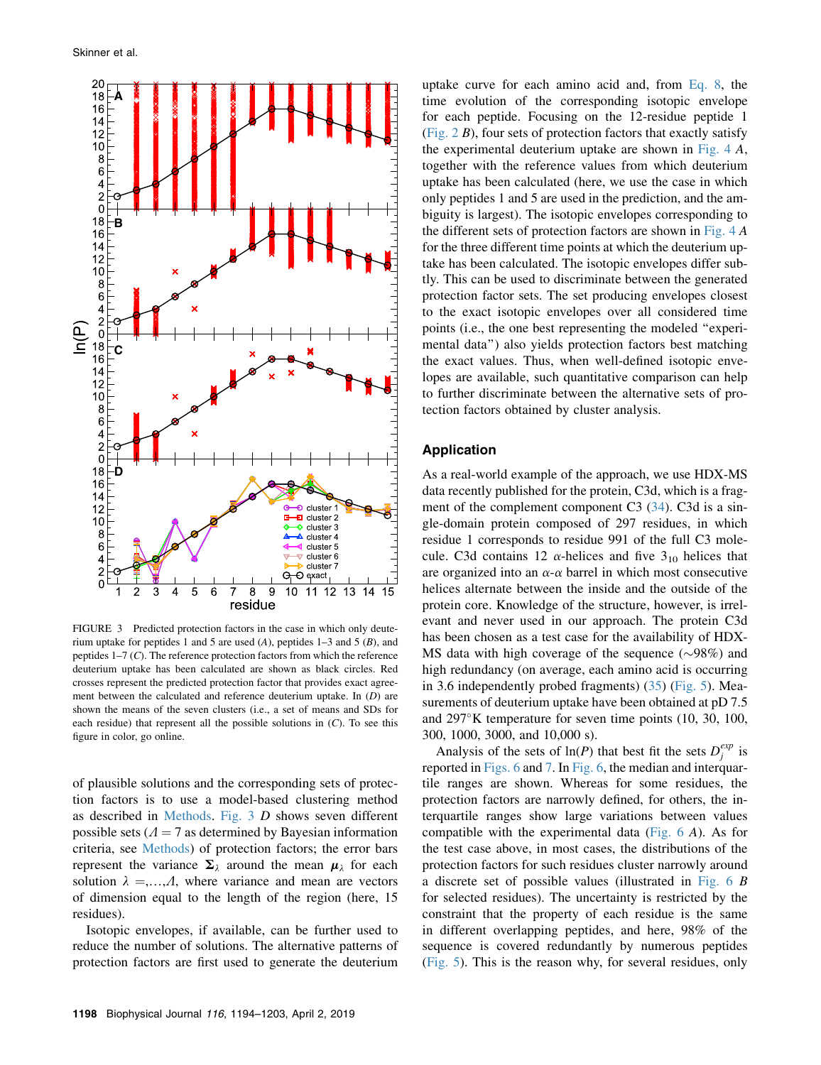FIGURE 3 Predicted protection factors in the case in which only deuterium uptake for peptides 1 and 5 are used (*A*), peptides 1–3 and 5 (*B*), and peptides 1–7 (*C*). The reference protection factors from which the reference deuterium uptake has been calculated are shown as black circles. Red crosses represent the predicted protection factor that provides exact agreement between the calculated and reference deuterium uptake. In (*D*) are shown the means of the seven clusters (i.e., a set of means and SDs for each residue) that represent all the possible solutions in (*C*). To see this figure in color, go online.

of plausible solutions and the corresponding sets of protection factors is to use a model-based clustering method as described in Methods. Fig. 3 *D* shows seven different possible sets ($\Lambda = 7$ as determined by Bayesian information criteria, see Methods) of protection factors; the error bars represent the variance $\boldsymbol{\Sigma}_\lambda$ around the mean $\boldsymbol{\mu}_\lambda$ for each solution $\lambda = ,\ldots,\Lambda$, where variance and mean are vectors of dimension equal to the length of the region (here, 15 residues).

Isotopic envelopes, if available, can be further used to reduce the number of solutions. The alternative patterns of protection factors are first used to generate the deuterium uptake curve for each amino acid and, from Eq. 8, the time evolution of the corresponding isotopic envelope for each peptide. Focusing on the 12-residue peptide 1 (Fig. 2 *B*), four sets of protection factors that exactly satisfy the experimental deuterium uptake are shown in Fig. 4 *A*, together with the reference values from which deuterium uptake has been calculated (here, we use the case in which only peptides 1 and 5 are used in the prediction, and the ambiguity is largest). The isotopic envelopes corresponding to the different sets of protection factors are shown in Fig. 4 *A* for the three different time points at which the deuterium uptake has been calculated. The isotopic envelopes differ subtly. This can be used to discriminate between the generated protection factor sets. The set producing envelopes closest to the exact isotopic envelopes over all considered time points (i.e., the one best representing the modeled "experimental data") also yields protection factors best matching the exact values. Thus, when well-defined isotopic envelopes are available, such quantitative comparison can help to further discriminate between the alternative sets of protection factors obtained by cluster analysis.

## Application

As a real-world example of the approach, we use HDX-MS data recently published for the protein, C3d, which is a fragment of the complement component C3 (34). C3d is a single-domain protein composed of 297 residues, in which residue 1 corresponds to residue 991 of the full C3 molecule. C3d contains 12 $\alpha$-helices and five $3_{10}$ helices that are organized into an $\alpha$-$\alpha$ barrel in which most consecutive helices alternate between the inside and the outside of the protein core. Knowledge of the structure, however, is irrelevant and never used in our approach. The protein C3d has been chosen as a test case for the availability of HDX-MS data with high coverage of the sequence ($\sim$98%) and high redundancy (on average, each amino acid is occurring in 3.6 independently probed fragments) (35) (Fig. 5). Measurements of deuterium uptake have been obtained at pD 7.5 and 297°K temperature for seven time points (10, 30, 100, 300, 1000, 3000, and 10,000 s).

Analysis of the sets of ln($P$) that best fit the sets $D_j^{exp}$ is reported in Figs. 6 and 7. In Fig. 6, the median and interquartile ranges are shown. Whereas for some residues, the protection factors are narrowly defined, for others, the interquartile ranges show large variations between values compatible with the experimental data (Fig. 6 *A*). As for the test case above, in most cases, the distributions of the protection factors for such residues cluster narrowly around a discrete set of possible values (illustrated in Fig. 6 *B* for selected residues). The uncertainty is restricted by the constraint that the property of each residue is the same in different overlapping peptides, and here, 98% of the sequence is covered redundantly by numerous peptides (Fig. 5). This is the reason why, for several residues, only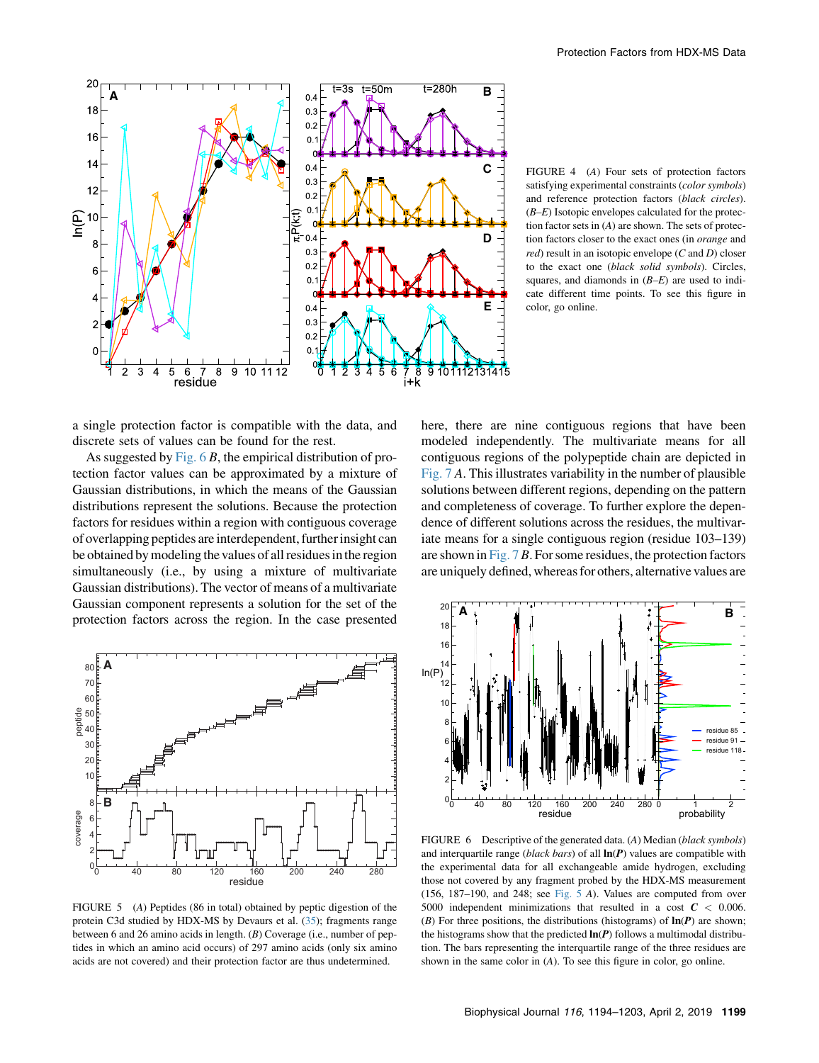FIGURE 4 (*A*) Four sets of protection factors satisfying experimental constraints (*color symbols*) and reference protection factors (*black circles*). (*B–E*) Isotopic envelopes calculated for the protection factor sets in (*A*) are shown. The sets of protection factors closer to the exact ones (in *orange* and *red*) result in an isotopic envelope (*C* and *D*) closer to the exact one (*black solid symbols*). Circles, squares, and diamonds in (*B–E*) are used to indicate different time points. To see this figure in color, go online.

a single protection factor is compatible with the data, and discrete sets of values can be found for the rest.

As suggested by Fig. 6 *B*, the empirical distribution of protection factor values can be approximated by a mixture of Gaussian distributions, in which the means of the Gaussian distributions represent the solutions. Because the protection factors for residues within a region with contiguous coverage of overlapping peptides are interdependent, further insight can be obtained by modeling the values of all residues in the region simultaneously (i.e., by using a mixture of multivariate Gaussian distributions). The vector of means of a multivariate Gaussian component represents a solution for the set of the protection factors across the region. In the case presented here, there are nine contiguous regions that have been modeled independently. The multivariate means for all contiguous regions of the polypeptide chain are depicted in Fig. 7 *A*. This illustrates variability in the number of plausible solutions between different regions, depending on the pattern and completeness of coverage. To further explore the dependence of different solutions across the residues, the multivariate means for a single contiguous region (residue 103–139) are shown in Fig. 7 *B*. For some residues, the protection factors are uniquely defined, whereas for others, alternative values are

FIGURE 5 (*A*) Peptides (86 in total) obtained by peptic digestion of the protein C3d studied by HDX-MS by Devaurs et al. (35); fragments range between 6 and 26 amino acids in length. (*B*) Coverage (i.e., number of peptides in which an amino acid occurs) of 297 amino acids (only six amino acids are not covered) and their protection factor are thus undetermined.

FIGURE 6 Descriptive of the generated data. (*A*) Median (*black symbols*) and interquartile range (*black bars*) of all $\ln(\boldsymbol{P})$ values are compatible with the experimental data for all exchangeable amide hydrogen, excluding those not covered by any fragment probed by the HDX-MS measurement (156, 187–190, and 248; see Fig. 5 *A*). Values are computed from over 5000 independent minimizations that resulted in a cost $\boldsymbol{C} < 0.006$. (*B*) For three positions, the distributions (histograms) of $\ln(\boldsymbol{P})$ are shown; the histograms show that the predicted $\ln(\boldsymbol{P})$ follows a multimodal distribution. The bars representing the interquartile range of the three residues are shown in the same color in (*A*). To see this figure in color, go online.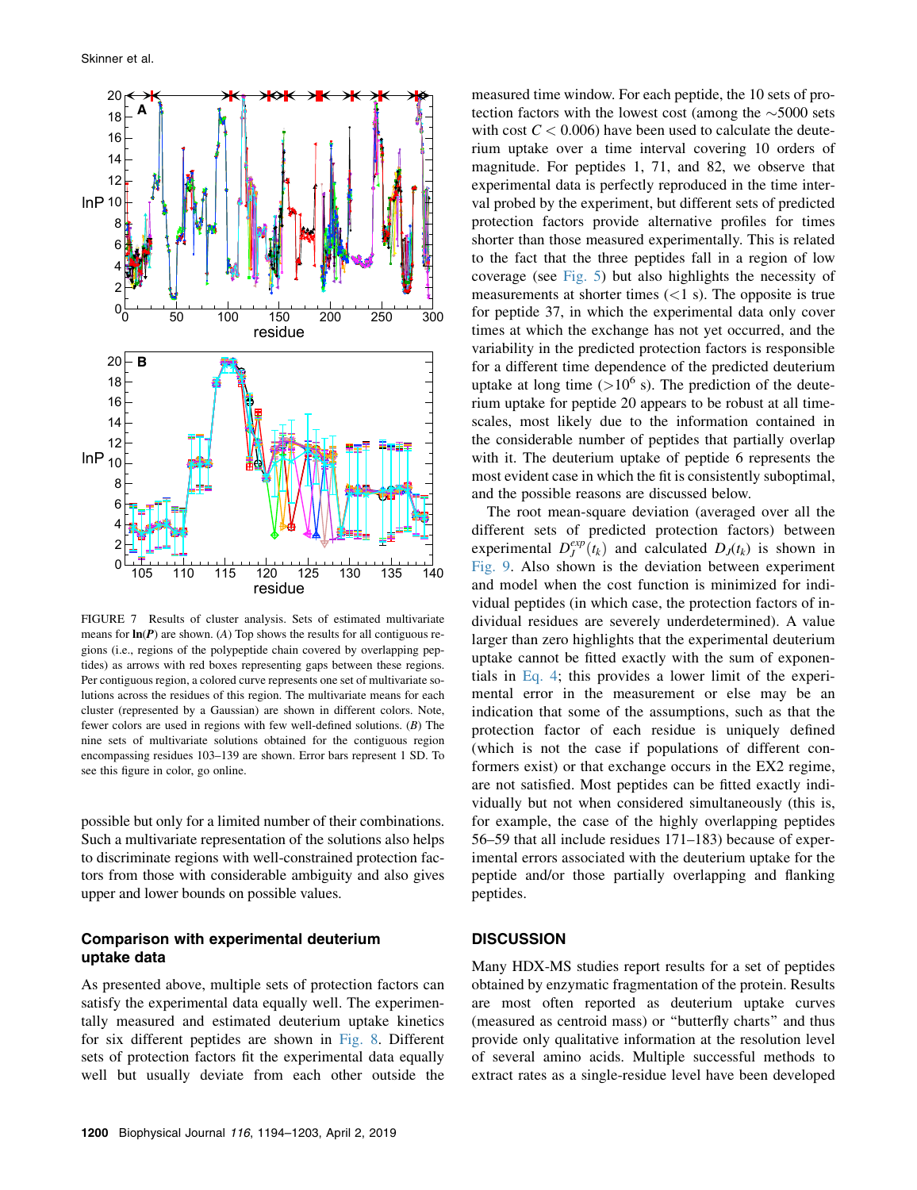FIGURE 7 Results of cluster analysis. Sets of estimated multivariate means for $\mathbf{ln}(\boldsymbol{P})$ are shown. (*A*) Top shows the results for all contiguous regions (i.e., regions of the polypeptide chain covered by overlapping peptides) as arrows with red boxes representing gaps between these regions. Per contiguous region, a colored curve represents one set of multivariate solutions across the residues of this region. The multivariate means for each cluster (represented by a Gaussian) are shown in different colors. Note, fewer colors are used in regions with few well-defined solutions. (*B*) The nine sets of multivariate solutions obtained for the contiguous region encompassing residues 103–139 are shown. Error bars represent 1 SD. To see this figure in color, go online.

possible but only for a limited number of their combinations. Such a multivariate representation of the solutions also helps to discriminate regions with well-constrained protection factors from those with considerable ambiguity and also gives upper and lower bounds on possible values.

## Comparison with experimental deuterium uptake data

As presented above, multiple sets of protection factors can satisfy the experimental data equally well. The experimentally measured and estimated deuterium uptake kinetics for six different peptides are shown in Fig. 8. Different sets of protection factors fit the experimental data equally well but usually deviate from each other outside the measured time window. For each peptide, the 10 sets of protection factors with the lowest cost (among the ~5000 sets with cost $C < 0.006$) have been used to calculate the deuterium uptake over a time interval covering 10 orders of magnitude. For peptides 1, 71, and 82, we observe that experimental data is perfectly reproduced in the time interval probed by the experiment, but different sets of predicted protection factors provide alternative profiles for times shorter than those measured experimentally. This is related to the fact that the three peptides fall in a region of low coverage (see Fig. 5) but also highlights the necessity of measurements at shorter times (<1 s). The opposite is true for peptide 37, in which the experimental data only cover times at which the exchange has not yet occurred, and the variability in the predicted protection factors is responsible for a different time dependence of the predicted deuterium uptake at long time (>$10^6$ s). The prediction of the deuterium uptake for peptide 20 appears to be robust at all timescales, most likely due to the information contained in the considerable number of peptides that partially overlap with it. The deuterium uptake of peptide 6 represents the most evident case in which the fit is consistently suboptimal, and the possible reasons are discussed below.

The root mean-square deviation (averaged over all the different sets of predicted protection factors) between experimental $D_J^{exp}(t_k)$ and calculated $D_J(t_k)$ is shown in Fig. 9. Also shown is the deviation between experiment and model when the cost function is minimized for individual peptides (in which case, the protection factors of individual residues are severely underdetermined). A value larger than zero highlights that the experimental deuterium uptake cannot be fitted exactly with the sum of exponentials in Eq. 4; this provides a lower limit of the experimental error in the measurement or else may be an indication that some of the assumptions, such as that the protection factor of each residue is uniquely defined (which is not the case if populations of different conformers exist) or that exchange occurs in the EX2 regime, are not satisfied. Most peptides can be fitted exactly individually but not when considered simultaneously (this is, for example, the case of the highly overlapping peptides 56–59 that all include residues 171–183) because of experimental errors associated with the deuterium uptake for the peptide and/or those partially overlapping and flanking peptides.

## DISCUSSION

Many HDX-MS studies report results for a set of peptides obtained by enzymatic fragmentation of the protein. Results are most often reported as deuterium uptake curves (measured as centroid mass) or "butterfly charts" and thus provide only qualitative information at the resolution level of several amino acids. Multiple successful methods to extract rates as a single-residue level have been developed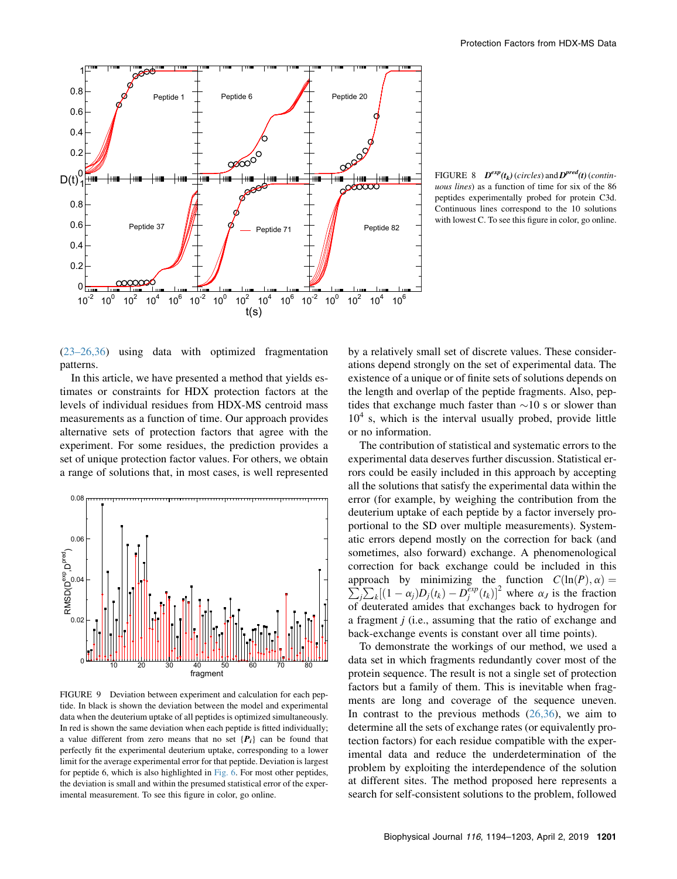FIGURE 8 $D^{exp}(t_k)$ (*circles*) and $D^{pred}(t)$ (*continuous lines*) as a function of time for six of the 86 peptides experimentally probed for protein C3d. Continuous lines correspond to the 10 solutions with lowest C. To see this figure in color, go online.

(23–26,36) using data with optimized fragmentation patterns.

In this article, we have presented a method that yields estimates or constraints for HDX protection factors at the levels of individual residues from HDX-MS centroid mass measurements as a function of time. Our approach provides alternative sets of protection factors that agree with the experiment. For some residues, the prediction provides a set of unique protection factor values. For others, we obtain a range of solutions that, in most cases, is well represented by a relatively small set of discrete values. These considerations depend strongly on the set of experimental data. The existence of a unique or of finite sets of solutions depends on the length and overlap of the peptide fragments. Also, peptides that exchange much faster than ~10 s or slower than $10^4$ s, which is the interval usually probed, provide little or no information.

FIGURE 9 Deviation between experiment and calculation for each peptide. In black is shown the deviation between the model and experimental data when the deuterium uptake of all peptides is optimized simultaneously. In red is shown the same deviation when each peptide is fitted individually; a value different from zero means that no set $\{P_i\}$ can be found that perfectly fit the experimental deuterium uptake, corresponding to a lower limit for the average experimental error for that peptide. Deviation is largest for peptide 6, which is also highlighted in Fig. 6. For most other peptides, the deviation is small and within the presumed statistical error of the experimental measurement. To see this figure in color, go online.

The contribution of statistical and systematic errors to the experimental data deserves further discussion. Statistical errors could be easily included in this approach by accepting all the solutions that satisfy the experimental data within the error (for example, by weighing the contribution from the deuterium uptake of each peptide by a factor inversely proportional to the SD over multiple measurements). Systematic errors depend mostly on the correction for back (and sometimes, also forward) exchange. A phenomenological correction for back exchange could be included in this approach by minimizing the function $C(\ln(P), \alpha) = \sum_j \sum_k [(1 - \alpha_j) D_j(t_k) - D_j^{exp}(t_k)]^2$ where $\alpha_J$ is the fraction of deuterated amides that exchanges back to hydrogen for a fragment $j$ (i.e., assuming that the ratio of exchange and back-exchange events is constant over all time points).

To demonstrate the workings of our method, we used a data set in which fragments redundantly cover most of the protein sequence. The result is not a single set of protection factors but a family of them. This is inevitable when fragments are long and coverage of the sequence uneven. In contrast to the previous methods (26,36), we aim to determine all the sets of exchange rates (or equivalently protection factors) for each residue compatible with the experimental data and reduce the underdetermination of the problem by exploiting the interdependence of the solution at different sites. The method proposed here represents a search for self-consistent solutions to the problem, followed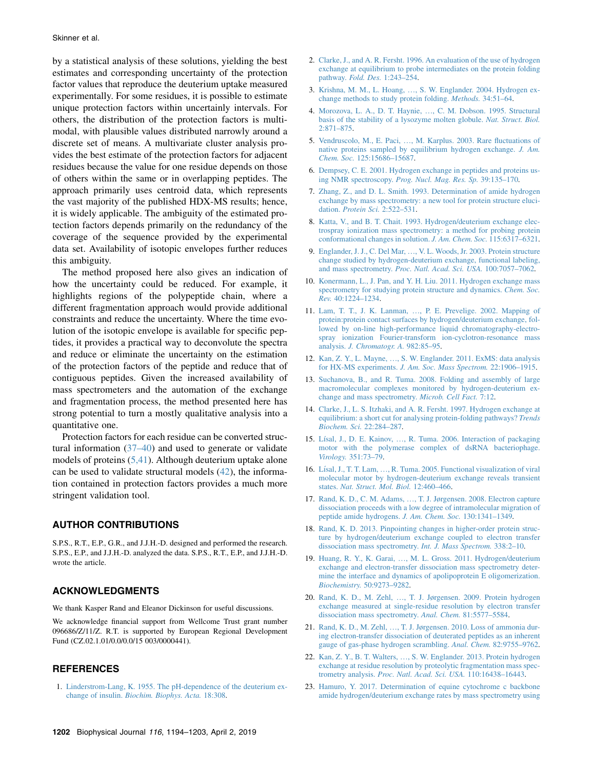by a statistical analysis of these solutions, yielding the best estimates and corresponding uncertainty of the protection factor values that reproduce the deuterium uptake measured experimentally. For some residues, it is possible to estimate unique protection factors within uncertainly intervals. For others, the distribution of the protection factors is multimodal, with plausible values distributed narrowly around a discrete set of means. A multivariate cluster analysis provides the best estimate of the protection factors for adjacent residues because the value for one residue depends on those of others within the same or in overlapping peptides. The approach primarily uses centroid data, which represents the vast majority of the published HDX-MS results; hence, it is widely applicable. The ambiguity of the estimated protection factors depends primarily on the redundancy of the coverage of the sequence provided by the experimental data set. Availability of isotopic envelopes further reduces this ambiguity.

The method proposed here also gives an indication of how the uncertainty could be reduced. For example, it highlights regions of the polypeptide chain, where a different fragmentation approach would provide additional constraints and reduce the uncertainty. Where the time evolution of the isotopic envelope is available for specific peptides, it provides a practical way to deconvolute the spectra and reduce or eliminate the uncertainty on the estimation of the protection factors of the peptide and reduce that of contiguous peptides. Given the increased availability of mass spectrometers and the automation of the exchange and fragmentation process, the method presented here has strong potential to turn a mostly qualitative analysis into a quantitative one.

Protection factors for each residue can be converted structural information (37–40) and used to generate or validate models of proteins (5,41). Although deuterium uptake alone can be used to validate structural models (42), the information contained in protection factors provides a much more stringent validation tool.

## AUTHOR CONTRIBUTIONS

S.P.S., R.T., E.P., G.R., and J.J.H.-D. designed and performed the research. S.P.S., E.P., and J.J.H.-D. analyzed the data. S.P.S., R.T., E.P., and J.J.H.-D. wrote the article.

## ACKNOWLEDGMENTS

We thank Kasper Rand and Eleanor Dickinson for useful discussions.

We acknowledge financial support from Wellcome Trust grant number 096686/Z/11/Z. R.T. is supported by European Regional Development Fund (CZ.02.1.01/0.0/0.0/15 003/0000441).

## REFERENCES

1. Linderstrom-Lang, K. 1955. The pH-dependence of the deuterium exchange of insulin. *Biochim. Biophys. Acta.* 18:308.
2. Clarke, J., and A. R. Fersht. 1996. An evaluation of the use of hydrogen exchange at equilibrium to probe intermediates on the protein folding pathway. *Fold. Des.* 1:243–254.
3. Krishna, M. M., L. Hoang, …, S. W. Englander. 2004. Hydrogen exchange methods to study protein folding. *Methods.* 34:51–64.
4. Morozova, L. A., D. T. Haynie, …, C. M. Dobson. 1995. Structural basis of the stability of a lysozyme molten globule. *Nat. Struct. Biol.* 2:871–875.
5. Vendruscolo, M., E. Paci, …, M. Karplus. 2003. Rare fluctuations of native proteins sampled by equilibrium hydrogen exchange. *J. Am. Chem. Soc.* 125:15686–15687.
6. Dempsey, C. E. 2001. Hydrogen exchange in peptides and proteins using NMR spectroscopy. *Prog. Nucl. Mag. Res. Sp.* 39:135–170.
7. Zhang, Z., and D. L. Smith. 1993. Determination of amide hydrogen exchange by mass spectrometry: a new tool for protein structure elucidation. *Protein Sci.* 2:522–531.
8. Katta, V., and B. T. Chait. 1993. Hydrogen/deuterium exchange electrospray ionization mass spectrometry: a method for probing protein conformational changes in solution. *J. Am. Chem. Soc.* 115:6317–6321.
9. Englander, J. J., C. Del Mar, …, V. L. Woods, Jr. 2003. Protein structure change studied by hydrogen-deuterium exchange, functional labeling, and mass spectrometry. *Proc. Natl. Acad. Sci. USA.* 100:7057–7062.
10. Konermann, L., J. Pan, and Y. H. Liu. 2011. Hydrogen exchange mass spectrometry for studying protein structure and dynamics. *Chem. Soc. Rev.* 40:1224–1234.
11. Lam, T. T., J. K. Lanman, …, P. E. Prevelige. 2002. Mapping of protein:protein contact surfaces by hydrogen/deuterium exchange, followed by on-line high-performance liquid chromatography-electrospray ionization Fourier-transform ion-cyclotron-resonance mass analysis. *J. Chromatogr. A.* 982:85–95.
12. Kan, Z. Y., L. Mayne, …, S. W. Englander. 2011. ExMS: data analysis for HX-MS experiments. *J. Am. Soc. Mass Spectrom.* 22:1906–1915.
13. Suchanova, B., and R. Tuma. 2008. Folding and assembly of large macromolecular complexes monitored by hydrogen-deuterium exchange and mass spectrometry. *Microb. Cell Fact.* 7:12.
14. Clarke, J., L. S. Itzhaki, and A. R. Fersht. 1997. Hydrogen exchange at equilibrium: a short cut for analysing protein-folding pathways? *Trends Biochem. Sci.* 22:284–287.
15. Lísal, J., D. E. Kainov, …, R. Tuma. 2006. Interaction of packaging motor with the polymerase complex of dsRNA bacteriophage. *Virology.* 351:73–79.
16. Lísal, J., T. T. Lam, …, R. Tuma. 2005. Functional visualization of viral molecular motor by hydrogen-deuterium exchange reveals transient states. *Nat. Struct. Mol. Biol.* 12:460–466.
17. Rand, K. D., C. M. Adams, …, T. J. Jørgensen. 2008. Electron capture dissociation proceeds with a low degree of intramolecular migration of peptide amide hydrogens. *J. Am. Chem. Soc.* 130:1341–1349.
18. Rand, K. D. 2013. Pinpointing changes in higher-order protein structure by hydrogen/deuterium exchange coupled to electron transfer dissociation mass spectrometry. *Int. J. Mass Spectrom.* 338:2–10.
19. Huang, R. Y., K. Garai, …, M. L. Gross. 2011. Hydrogen/deuterium exchange and electron-transfer dissociation mass spectrometry determine the interface and dynamics of apolipoprotein E oligomerization. *Biochemistry.* 50:9273–9282.
20. Rand, K. D., M. Zehl, …, T. J. Jørgensen. 2009. Protein hydrogen exchange measured at single-residue resolution by electron transfer dissociation mass spectrometry. *Anal. Chem.* 81:5577–5584.
21. Rand, K. D., M. Zehl, …, T. J. Jørgensen. 2010. Loss of ammonia during electron-transfer dissociation of deuterated peptides as an inherent gauge of gas-phase hydrogen scrambling. *Anal. Chem.* 82:9755–9762.
22. Kan, Z. Y., B. T. Walters, …, S. W. Englander. 2013. Protein hydrogen exchange at residue resolution by proteolytic fragmentation mass spectrometry analysis. *Proc. Natl. Acad. Sci. USA.* 110:16438–16443.
23. Hamuro, Y. 2017. Determination of equine cytochrome c backbone amide hydrogen/deuterium exchange rates by mass spectrometry using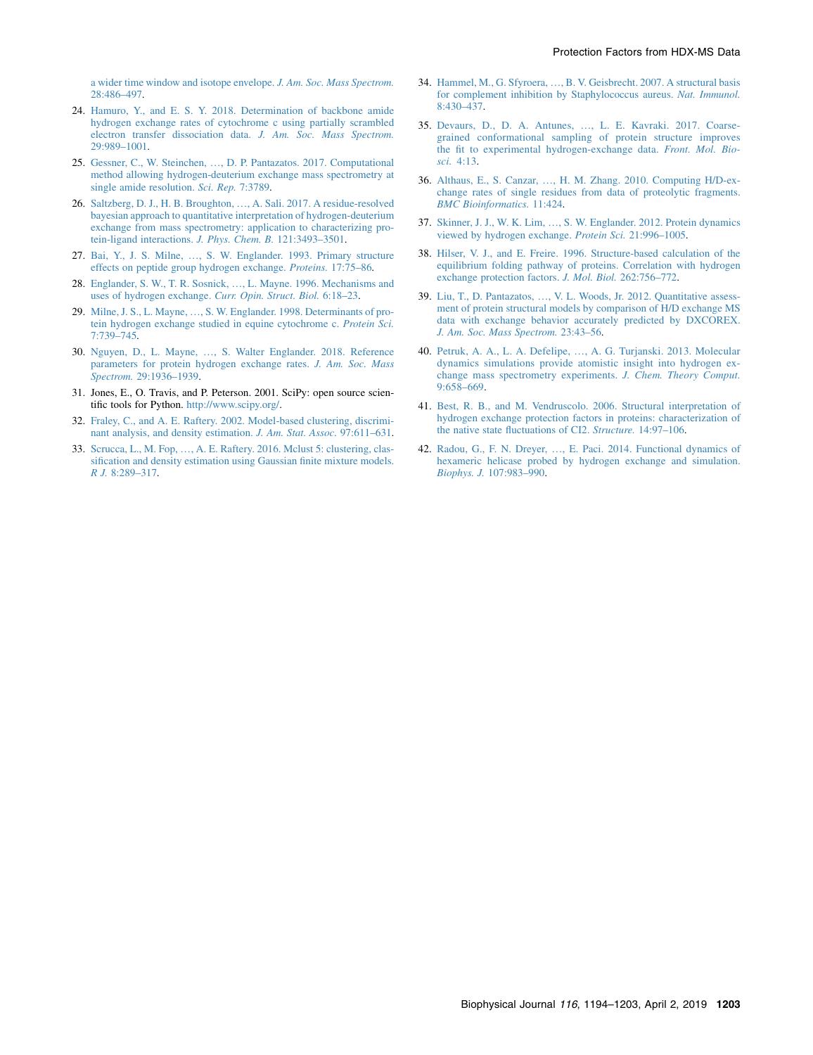a wider time window and isotope envelope. *J. Am. Soc. Mass Spectrom.* 28:486–497.

24. Hamuro, Y., and E. S. Y. 2018. Determination of backbone amide hydrogen exchange rates of cytochrome c using partially scrambled electron transfer dissociation data. *J. Am. Soc. Mass Spectrom.* 29:989–1001.
25. Gessner, C., W. Steinchen, …, D. P. Pantazatos. 2017. Computational method allowing hydrogen-deuterium exchange mass spectrometry at single amide resolution. *Sci. Rep.* 7:3789.
26. Saltzberg, D. J., H. B. Broughton, …, A. Sali. 2017. A residue-resolved bayesian approach to quantitative interpretation of hydrogen-deuterium exchange from mass spectrometry: application to characterizing protein-ligand interactions. *J. Phys. Chem. B.* 121:3493–3501.
27. Bai, Y., J. S. Milne, …, S. W. Englander. 1993. Primary structure effects on peptide group hydrogen exchange. *Proteins.* 17:75–86.
28. Englander, S. W., T. R. Sosnick, …, L. Mayne. 1996. Mechanisms and uses of hydrogen exchange. *Curr. Opin. Struct. Biol.* 6:18–23.
29. Milne, J. S., L. Mayne, …, S. W. Englander. 1998. Determinants of protein hydrogen exchange studied in equine cytochrome c. *Protein Sci.* 7:739–745.
30. Nguyen, D., L. Mayne, …, S. Walter Englander. 2018. Reference parameters for protein hydrogen exchange rates. *J. Am. Soc. Mass Spectrom.* 29:1936–1939.
31. Jones, E., O. Travis, and P. Peterson. 2001. SciPy: open source scientific tools for Python. http://www.scipy.org/.
32. Fraley, C., and A. E. Raftery. 2002. Model-based clustering, discriminant analysis, and density estimation. *J. Am. Stat. Assoc.* 97:611–631.
33. Scrucca, L., M. Fop, …, A. E. Raftery. 2016. Mclust 5: clustering, classification and density estimation using Gaussian finite mixture models. *R J.* 8:289–317.
34. Hammel, M., G. Sfyroera, …, B. V. Geisbrecht. 2007. A structural basis for complement inhibition by Staphylococcus aureus. *Nat. Immunol.* 8:430–437.
35. Devaurs, D., D. A. Antunes, …, L. E. Kavraki. 2017. Coarse-grained conformational sampling of protein structure improves the fit to experimental hydrogen-exchange data. *Front. Mol. Biosci.* 4:13.
36. Althaus, E., S. Canzar, …, H. M. Zhang. 2010. Computing H/D-exchange rates of single residues from data of proteolytic fragments. *BMC Bioinformatics.* 11:424.
37. Skinner, J. J., W. K. Lim, …, S. W. Englander. 2012. Protein dynamics viewed by hydrogen exchange. *Protein Sci.* 21:996–1005.
38. Hilser, V. J., and E. Freire. 1996. Structure-based calculation of the equilibrium folding pathway of proteins. Correlation with hydrogen exchange protection factors. *J. Mol. Biol.* 262:756–772.
39. Liu, T., D. Pantazatos, …, V. L. Woods, Jr. 2012. Quantitative assessment of protein structural models by comparison of H/D exchange MS data with exchange behavior accurately predicted by DXCOREX. *J. Am. Soc. Mass Spectrom.* 23:43–56.
40. Petruk, A. A., L. A. Defelipe, …, A. G. Turjanski. 2013. Molecular dynamics simulations provide atomistic insight into hydrogen exchange mass spectrometry experiments. *J. Chem. Theory Comput.* 9:658–669.
41. Best, R. B., and M. Vendruscolo. 2006. Structural interpretation of hydrogen exchange protection factors in proteins: characterization of the native state fluctuations of CI2. *Structure.* 14:97–106.
42. Radou, G., F. N. Dreyer, …, E. Paci. 2014. Functional dynamics of hexameric helicase probed by hydrogen exchange and simulation. *Biophys. J.* 107:983–990.